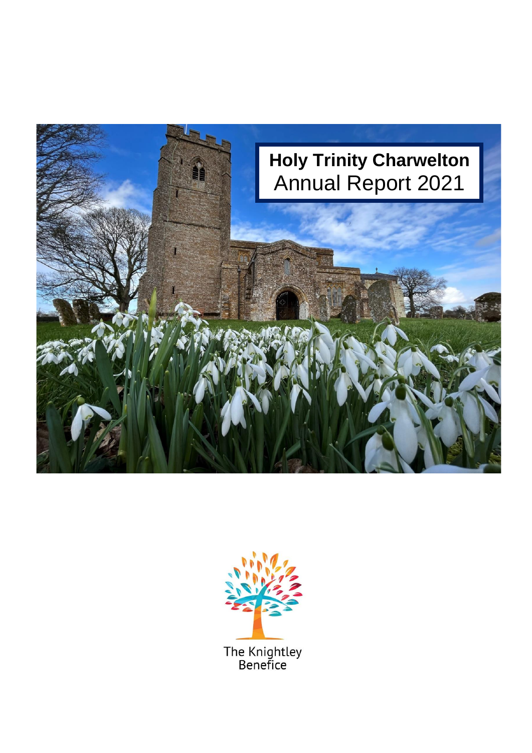# Holy Trinity Charwelton
## Annual Report 2021

The Knightley Benefice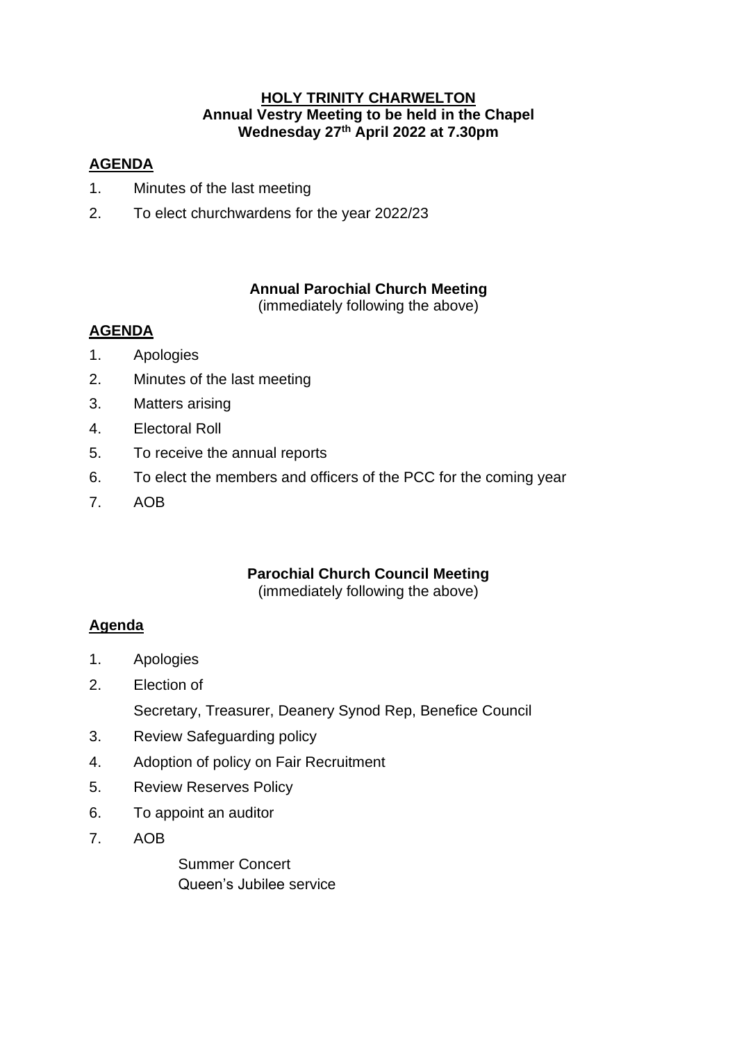**<u>HOLY TRINITY CHARWELTON</u>**
**Annual Vestry Meeting to be held in the Chapel**
**Wednesday 27th April 2022 at 7.30pm**

**<u>AGENDA</u>**

1. Minutes of the last meeting
2. To elect churchwardens for the year 2022/23

**Annual Parochial Church Meeting**
(immediately following the above)

**<u>AGENDA</u>**

1. Apologies
2. Minutes of the last meeting
3. Matters arising
4. Electoral Roll
5. To receive the annual reports
6. To elect the members and officers of the PCC for the coming year
7. AOB

**Parochial Church Council Meeting**
(immediately following the above)

**<u>Agenda</u>**

1. Apologies
2. Election of

   Secretary, Treasurer, Deanery Synod Rep, Benefice Council
3. Review Safeguarding policy
4. Adoption of policy on Fair Recruitment
5. Review Reserves Policy
6. To appoint an auditor
7. AOB

   Summer Concert
   Queen's Jubilee service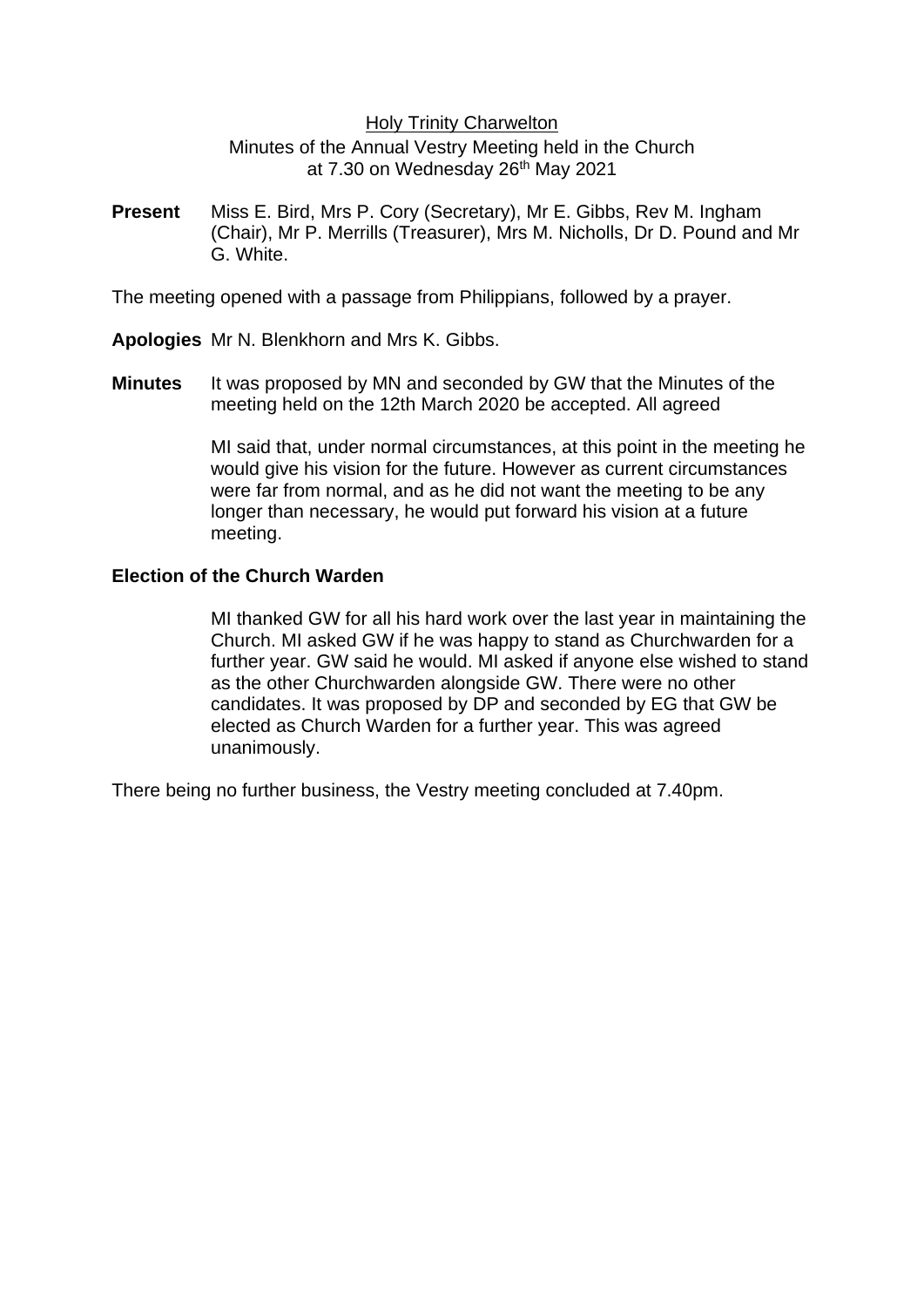Holy Trinity Charwelton

Minutes of the Annual Vestry Meeting held in the Church at 7.30 on Wednesday 26th May 2021

**Present** Miss E. Bird, Mrs P. Cory (Secretary), Mr E. Gibbs, Rev M. Ingham (Chair), Mr P. Merrills (Treasurer), Mrs M. Nicholls, Dr D. Pound and Mr G. White.

The meeting opened with a passage from Philippians, followed by a prayer.

**Apologies** Mr N. Blenkhorn and Mrs K. Gibbs.

**Minutes** It was proposed by MN and seconded by GW that the Minutes of the meeting held on the 12th March 2020 be accepted. All agreed

MI said that, under normal circumstances, at this point in the meeting he would give his vision for the future. However as current circumstances were far from normal, and as he did not want the meeting to be any longer than necessary, he would put forward his vision at a future meeting.

**Election of the Church Warden**

MI thanked GW for all his hard work over the last year in maintaining the Church. MI asked GW if he was happy to stand as Churchwarden for a further year. GW said he would. MI asked if anyone else wished to stand as the other Churchwarden alongside GW. There were no other candidates. It was proposed by DP and seconded by EG that GW be elected as Church Warden for a further year. This was agreed unanimously.

There being no further business, the Vestry meeting concluded at 7.40pm.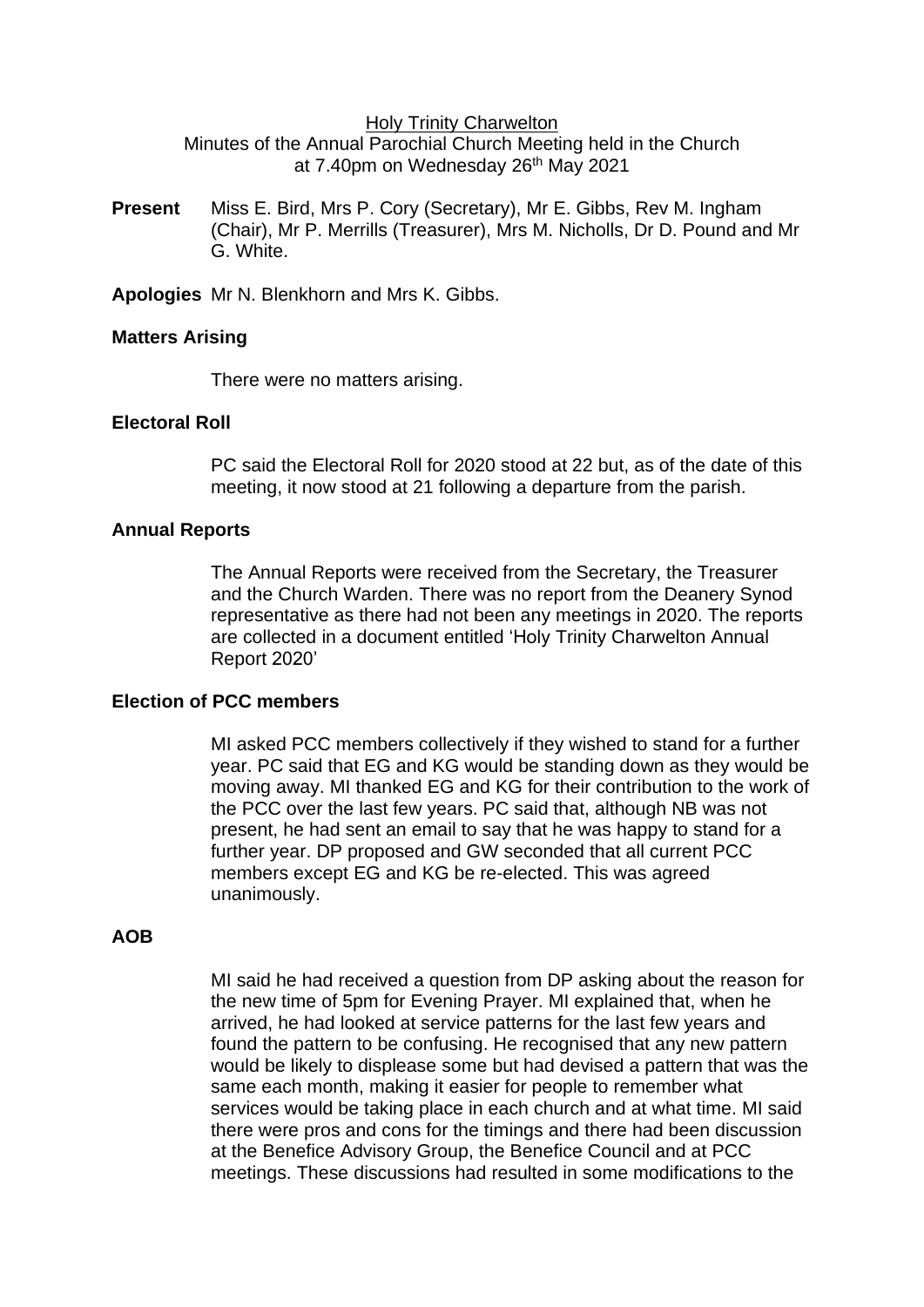Holy Trinity Charwelton

Minutes of the Annual Parochial Church Meeting held in the Church at 7.40pm on Wednesday 26th May 2021

**Present** Miss E. Bird, Mrs P. Cory (Secretary), Mr E. Gibbs, Rev M. Ingham (Chair), Mr P. Merrills (Treasurer), Mrs M. Nicholls, Dr D. Pound and Mr G. White.

**Apologies** Mr N. Blenkhorn and Mrs K. Gibbs.

**Matters Arising**

There were no matters arising.

**Electoral Roll**

PC said the Electoral Roll for 2020 stood at 22 but, as of the date of this meeting, it now stood at 21 following a departure from the parish.

**Annual Reports**

The Annual Reports were received from the Secretary, the Treasurer and the Church Warden. There was no report from the Deanery Synod representative as there had not been any meetings in 2020. The reports are collected in a document entitled 'Holy Trinity Charwelton Annual Report 2020'

**Election of PCC members**

MI asked PCC members collectively if they wished to stand for a further year. PC said that EG and KG would be standing down as they would be moving away. MI thanked EG and KG for their contribution to the work of the PCC over the last few years. PC said that, although NB was not present, he had sent an email to say that he was happy to stand for a further year. DP proposed and GW seconded that all current PCC members except EG and KG be re-elected. This was agreed unanimously.

**AOB**

MI said he had received a question from DP asking about the reason for the new time of 5pm for Evening Prayer. MI explained that, when he arrived, he had looked at service patterns for the last few years and found the pattern to be confusing. He recognised that any new pattern would be likely to displease some but had devised a pattern that was the same each month, making it easier for people to remember what services would be taking place in each church and at what time. MI said there were pros and cons for the timings and there had been discussion at the Benefice Advisory Group, the Benefice Council and at PCC meetings. These discussions had resulted in some modifications to the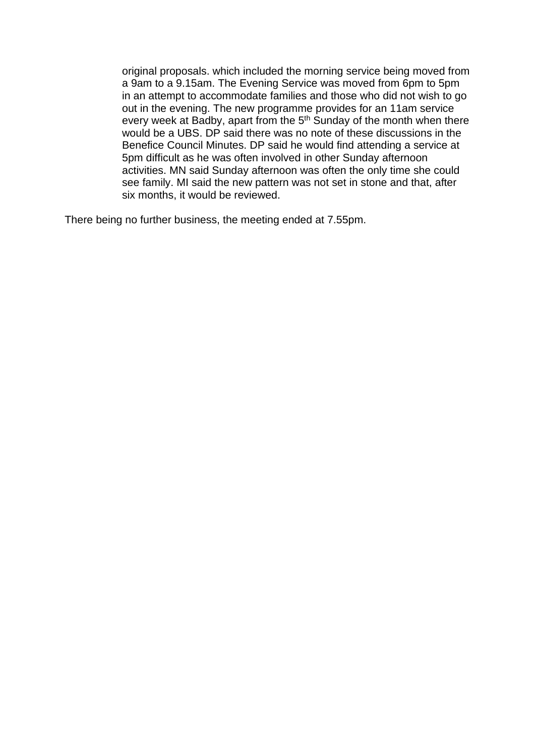original proposals. which included the morning service being moved from a 9am to a 9.15am. The Evening Service was moved from 6pm to 5pm in an attempt to accommodate families and those who did not wish to go out in the evening. The new programme provides for an 11am service every week at Badby, apart from the 5th Sunday of the month when there would be a UBS. DP said there was no note of these discussions in the Benefice Council Minutes. DP said he would find attending a service at 5pm difficult as he was often involved in other Sunday afternoon activities. MN said Sunday afternoon was often the only time she could see family. MI said the new pattern was not set in stone and that, after six months, it would be reviewed.

There being no further business, the meeting ended at 7.55pm.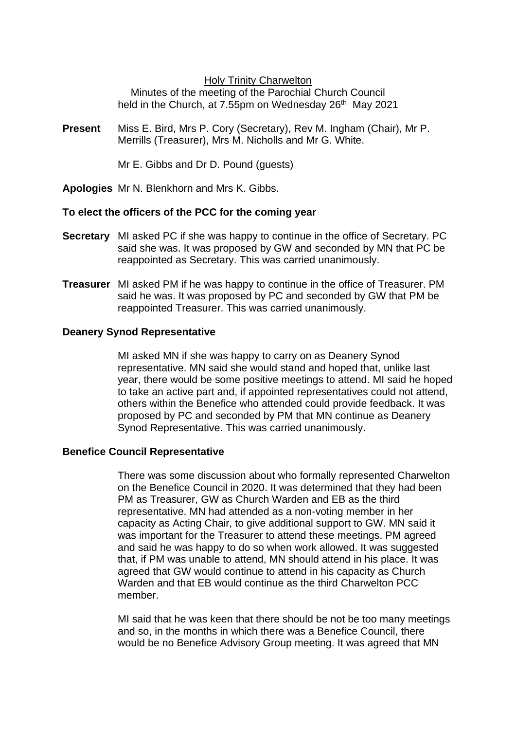Holy Trinity Charwelton

Minutes of the meeting of the Parochial Church Council held in the Church, at 7.55pm on Wednesday 26th May 2021

**Present** Miss E. Bird, Mrs P. Cory (Secretary), Rev M. Ingham (Chair), Mr P. Merrills (Treasurer), Mrs M. Nicholls and Mr G. White.

Mr E. Gibbs and Dr D. Pound (guests)

**Apologies** Mr N. Blenkhorn and Mrs K. Gibbs.

**To elect the officers of the PCC for the coming year**

**Secretary** MI asked PC if she was happy to continue in the office of Secretary. PC said she was. It was proposed by GW and seconded by MN that PC be reappointed as Secretary. This was carried unanimously.

**Treasurer** MI asked PM if he was happy to continue in the office of Treasurer. PM said he was. It was proposed by PC and seconded by GW that PM be reappointed Treasurer. This was carried unanimously.

**Deanery Synod Representative**

MI asked MN if she was happy to carry on as Deanery Synod representative. MN said she would stand and hoped that, unlike last year, there would be some positive meetings to attend. MI said he hoped to take an active part and, if appointed representatives could not attend, others within the Benefice who attended could provide feedback. It was proposed by PC and seconded by PM that MN continue as Deanery Synod Representative. This was carried unanimously.

**Benefice Council Representative**

There was some discussion about who formally represented Charwelton on the Benefice Council in 2020. It was determined that they had been PM as Treasurer, GW as Church Warden and EB as the third representative. MN had attended as a non-voting member in her capacity as Acting Chair, to give additional support to GW. MN said it was important for the Treasurer to attend these meetings. PM agreed and said he was happy to do so when work allowed. It was suggested that, if PM was unable to attend, MN should attend in his place. It was agreed that GW would continue to attend in his capacity as Church Warden and that EB would continue as the third Charwelton PCC member.

MI said that he was keen that there should be not be too many meetings and so, in the months in which there was a Benefice Council, there would be no Benefice Advisory Group meeting. It was agreed that MN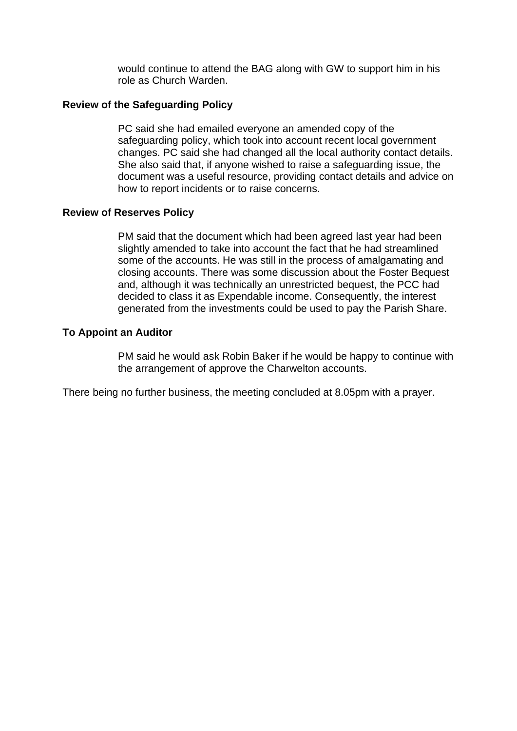would continue to attend the BAG along with GW to support him in his role as Church Warden.

**Review of the Safeguarding Policy**

PC said she had emailed everyone an amended copy of the safeguarding policy, which took into account recent local government changes. PC said she had changed all the local authority contact details. She also said that, if anyone wished to raise a safeguarding issue, the document was a useful resource, providing contact details and advice on how to report incidents or to raise concerns.

**Review of Reserves Policy**

PM said that the document which had been agreed last year had been slightly amended to take into account the fact that he had streamlined some of the accounts. He was still in the process of amalgamating and closing accounts. There was some discussion about the Foster Bequest and, although it was technically an unrestricted bequest, the PCC had decided to class it as Expendable income. Consequently, the interest generated from the investments could be used to pay the Parish Share.

**To Appoint an Auditor**

PM said he would ask Robin Baker if he would be happy to continue with the arrangement of approve the Charwelton accounts.

There being no further business, the meeting concluded at 8.05pm with a prayer.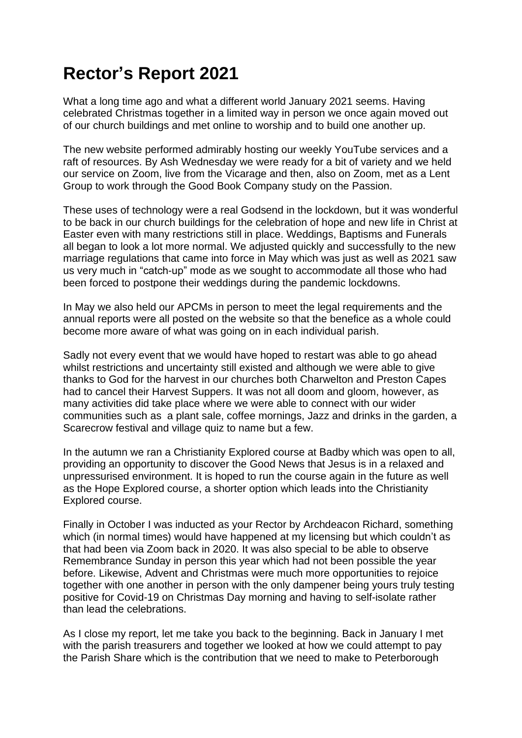# Rector's Report 2021

What a long time ago and what a different world January 2021 seems. Having celebrated Christmas together in a limited way in person we once again moved out of our church buildings and met online to worship and to build one another up.

The new website performed admirably hosting our weekly YouTube services and a raft of resources. By Ash Wednesday we were ready for a bit of variety and we held our service on Zoom, live from the Vicarage and then, also on Zoom, met as a Lent Group to work through the Good Book Company study on the Passion.

These uses of technology were a real Godsend in the lockdown, but it was wonderful to be back in our church buildings for the celebration of hope and new life in Christ at Easter even with many restrictions still in place. Weddings, Baptisms and Funerals all began to look a lot more normal. We adjusted quickly and successfully to the new marriage regulations that came into force in May which was just as well as 2021 saw us very much in "catch-up" mode as we sought to accommodate all those who had been forced to postpone their weddings during the pandemic lockdowns.

In May we also held our APCMs in person to meet the legal requirements and the annual reports were all posted on the website so that the benefice as a whole could become more aware of what was going on in each individual parish.

Sadly not every event that we would have hoped to restart was able to go ahead whilst restrictions and uncertainty still existed and although we were able to give thanks to God for the harvest in our churches both Charwelton and Preston Capes had to cancel their Harvest Suppers. It was not all doom and gloom, however, as many activities did take place where we were able to connect with our wider communities such as a plant sale, coffee mornings, Jazz and drinks in the garden, a Scarecrow festival and village quiz to name but a few.

In the autumn we ran a Christianity Explored course at Badby which was open to all, providing an opportunity to discover the Good News that Jesus is in a relaxed and unpressurised environment. It is hoped to run the course again in the future as well as the Hope Explored course, a shorter option which leads into the Christianity Explored course.

Finally in October I was inducted as your Rector by Archdeacon Richard, something which (in normal times) would have happened at my licensing but which couldn't as that had been via Zoom back in 2020. It was also special to be able to observe Remembrance Sunday in person this year which had not been possible the year before. Likewise, Advent and Christmas were much more opportunities to rejoice together with one another in person with the only dampener being yours truly testing positive for Covid-19 on Christmas Day morning and having to self-isolate rather than lead the celebrations.

As I close my report, let me take you back to the beginning. Back in January I met with the parish treasurers and together we looked at how we could attempt to pay the Parish Share which is the contribution that we need to make to Peterborough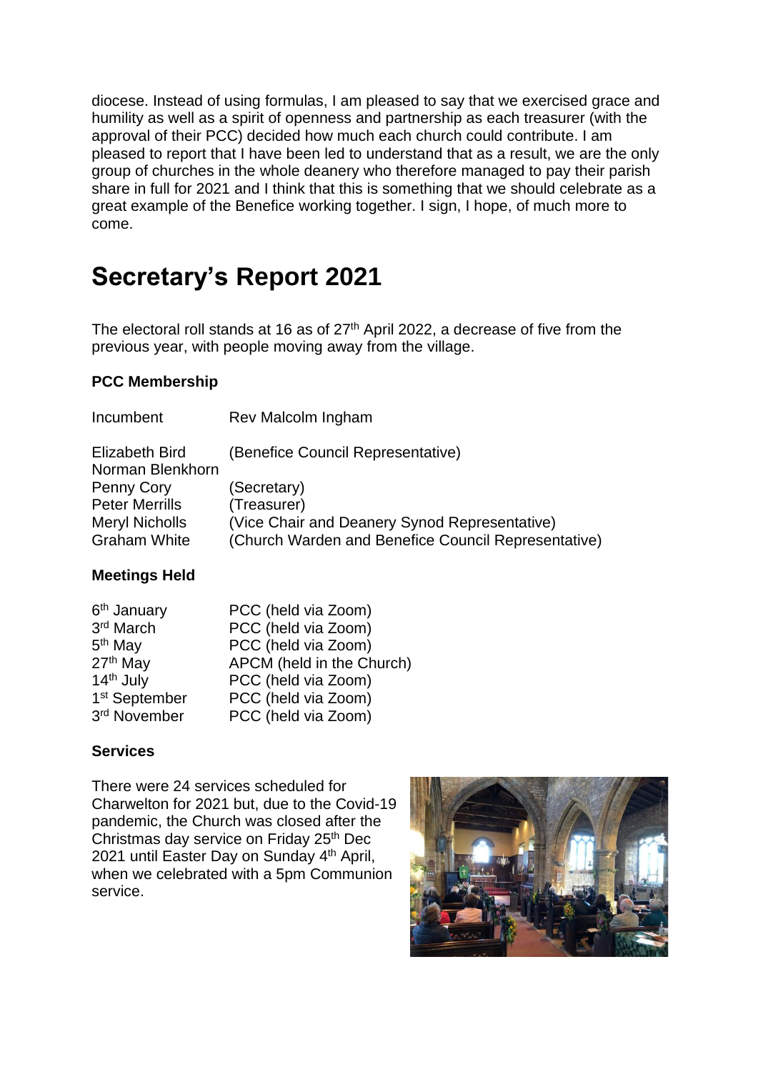diocese. Instead of using formulas, I am pleased to say that we exercised grace and humility as well as a spirit of openness and partnership as each treasurer (with the approval of their PCC) decided how much each church could contribute. I am pleased to report that I have been led to understand that as a result, we are the only group of churches in the whole deanery who therefore managed to pay their parish share in full for 2021 and I think that this is something that we should celebrate as a great example of the Benefice working together. I sign, I hope, of much more to come.

# Secretary's Report 2021

The electoral roll stands at 16 as of 27th April 2022, a decrease of five from the previous year, with people moving away from the village.

**PCC Membership**

| | |
|---|---|
| Incumbent | Rev Malcolm Ingham |
| Elizabeth Bird | (Benefice Council Representative) |
| Norman Blenkhorn | |
| Penny Cory | (Secretary) |
| Peter Merrills | (Treasurer) |
| Meryl Nicholls | (Vice Chair and Deanery Synod Representative) |
| Graham White | (Church Warden and Benefice Council Representative) |

**Meetings Held**

| | |
|---|---|
| 6th January | PCC (held via Zoom) |
| 3rd March | PCC (held via Zoom) |
| 5th May | PCC (held via Zoom) |
| 27th May | APCM (held in the Church) |
| 14th July | PCC (held via Zoom) |
| 1st September | PCC (held via Zoom) |
| 3rd November | PCC (held via Zoom) |

**Services**

There were 24 services scheduled for Charwelton for 2021 but, due to the Covid-19 pandemic, the Church was closed after the Christmas day service on Friday 25th Dec 2021 until Easter Day on Sunday 4th April, when we celebrated with a 5pm Communion service.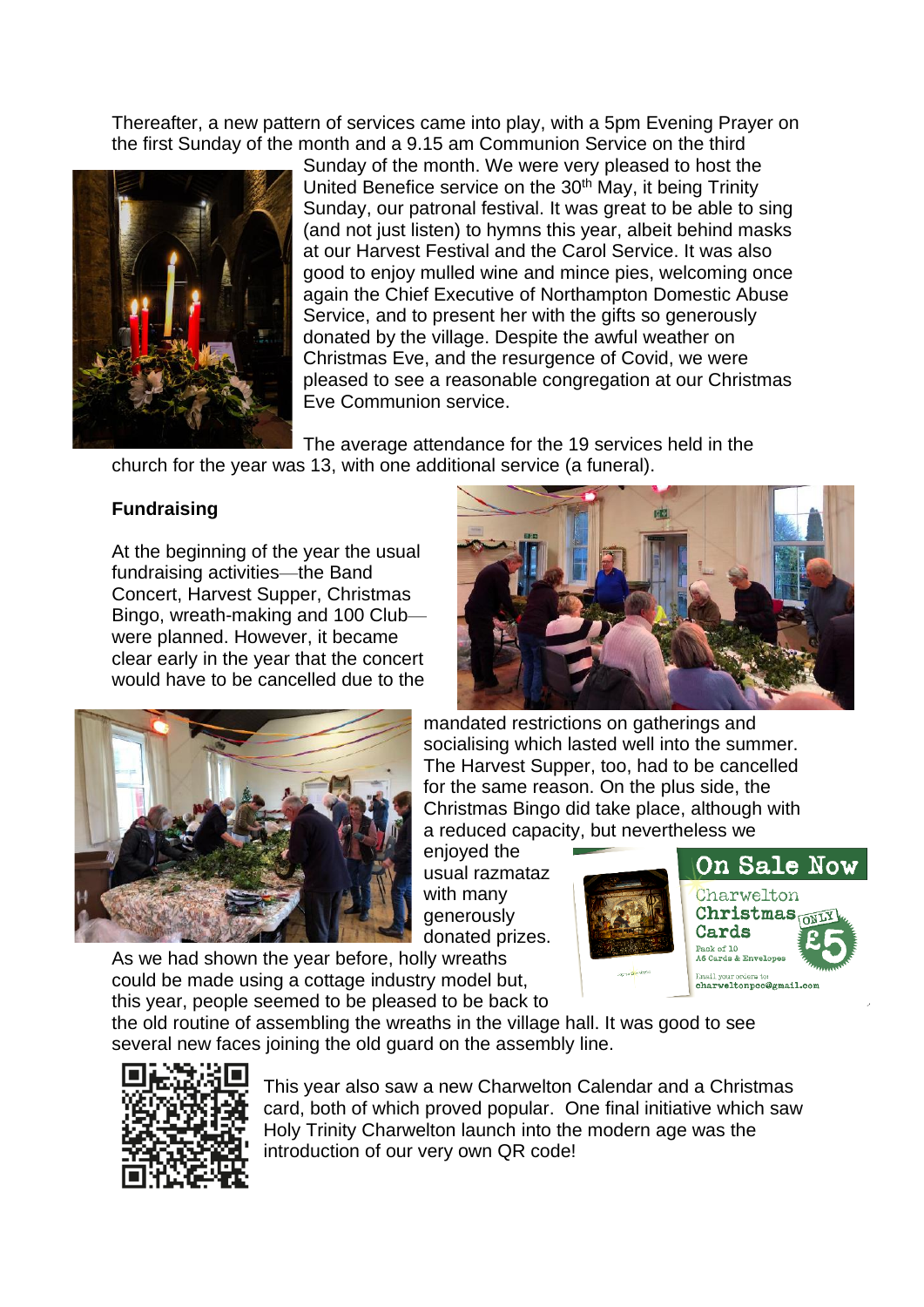Thereafter, a new pattern of services came into play, with a 5pm Evening Prayer on the first Sunday of the month and a 9.15 am Communion Service on the third Sunday of the month. We were very pleased to host the United Benefice service on the 30th May, it being Trinity Sunday, our patronal festival. It was great to be able to sing (and not just listen) to hymns this year, albeit behind masks at our Harvest Festival and the Carol Service. It was also good to enjoy mulled wine and mince pies, welcoming once again the Chief Executive of Northampton Domestic Abuse Service, and to present her with the gifts so generously donated by the village. Despite the awful weather on Christmas Eve, and the resurgence of Covid, we were pleased to see a reasonable congregation at our Christmas Eve Communion service.

The average attendance for the 19 services held in the church for the year was 13, with one additional service (a funeral).

**Fundraising**

At the beginning of the year the usual fundraising activities—the Band Concert, Harvest Supper, Christmas Bingo, wreath-making and 100 Club—were planned. However, it became clear early in the year that the concert would have to be cancelled due to the mandated restrictions on gatherings and socialising which lasted well into the summer. The Harvest Supper, too, had to be cancelled for the same reason. On the plus side, the Christmas Bingo did take place, although with a reduced capacity, but nevertheless we enjoyed the usual razmataz with many generously donated prizes. As we had shown the year before, holly wreaths could be made using a cottage industry model but, this year, people seemed to be pleased to be back to the old routine of assembling the wreaths in the village hall. It was good to see several new faces joining the old guard on the assembly line.

On Sale Now
Charwelton Christmas Cards
ONLY £5
Pack of 10
A6 Cards & Envelopes
Email your orders to: charweltonpcc@gmail.com

This year also saw a new Charwelton Calendar and a Christmas card, both of which proved popular. One final initiative which saw Holy Trinity Charwelton launch into the modern age was the introduction of our very own QR code!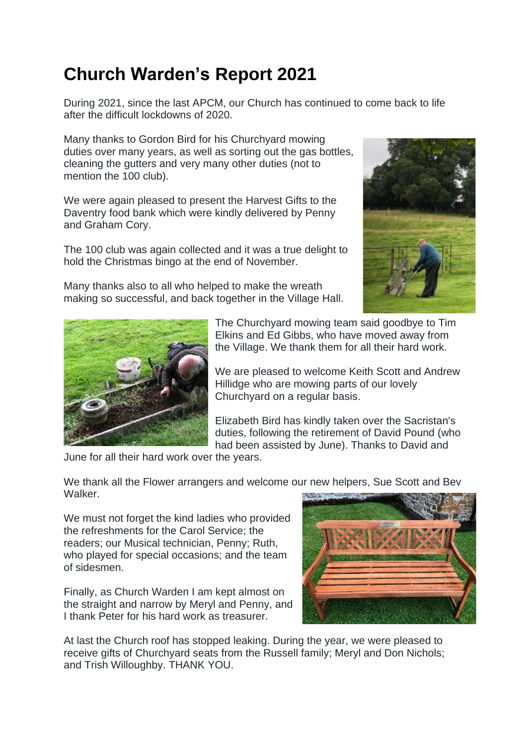# Church Warden's Report 2021

During 2021, since the last APCM, our Church has continued to come back to life after the difficult lockdowns of 2020.

Many thanks to Gordon Bird for his Churchyard mowing duties over many years, as well as sorting out the gas bottles, cleaning the gutters and very many other duties (not to mention the 100 club).

We were again pleased to present the Harvest Gifts to the Daventry food bank which were kindly delivered by Penny and Graham Cory.

The 100 club was again collected and it was a true delight to hold the Christmas bingo at the end of November.

Many thanks also to all who helped to make the wreath making so successful, and back together in the Village Hall.

The Churchyard mowing team said goodbye to Tim Elkins and Ed Gibbs, who have moved away from the Village. We thank them for all their hard work.

We are pleased to welcome Keith Scott and Andrew Hillidge who are mowing parts of our lovely Churchyard on a regular basis.

Elizabeth Bird has kindly taken over the Sacristan's duties, following the retirement of David Pound (who had been assisted by June). Thanks to David and June for all their hard work over the years.

We thank all the Flower arrangers and welcome our new helpers, Sue Scott and Bev Walker.

We must not forget the kind ladies who provided the refreshments for the Carol Service; the readers; our Musical technician, Penny; Ruth, who played for special occasions; and the team of sidesmen.

Finally, as Church Warden I am kept almost on the straight and narrow by Meryl and Penny, and I thank Peter for his hard work as treasurer.

At last the Church roof has stopped leaking. During the year, we were pleased to receive gifts of Churchyard seats from the Russell family; Meryl and Don Nichols; and Trish Willoughby. THANK YOU.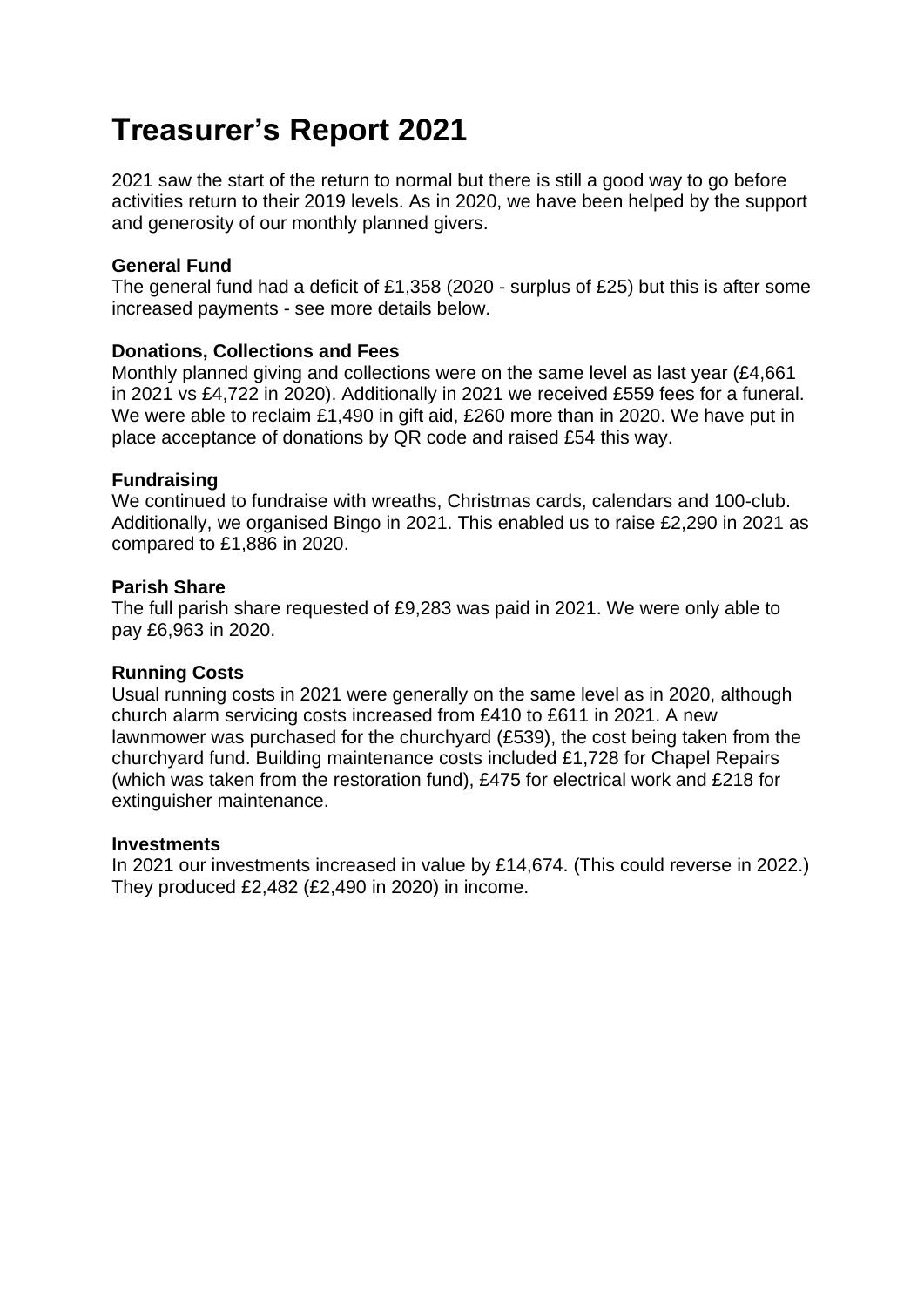# Treasurer's Report 2021

2021 saw the start of the return to normal but there is still a good way to go before activities return to their 2019 levels. As in 2020, we have been helped by the support and generosity of our monthly planned givers.

**General Fund**

The general fund had a deficit of £1,358 (2020 - surplus of £25) but this is after some increased payments - see more details below.

**Donations, Collections and Fees**

Monthly planned giving and collections were on the same level as last year (£4,661 in 2021 vs £4,722 in 2020). Additionally in 2021 we received £559 fees for a funeral. We were able to reclaim £1,490 in gift aid, £260 more than in 2020. We have put in place acceptance of donations by QR code and raised £54 this way.

**Fundraising**

We continued to fundraise with wreaths, Christmas cards, calendars and 100-club. Additionally, we organised Bingo in 2021. This enabled us to raise £2,290 in 2021 as compared to £1,886 in 2020.

**Parish Share**

The full parish share requested of £9,283 was paid in 2021. We were only able to pay £6,963 in 2020.

**Running Costs**

Usual running costs in 2021 were generally on the same level as in 2020, although church alarm servicing costs increased from £410 to £611 in 2021. A new lawnmower was purchased for the churchyard (£539), the cost being taken from the churchyard fund. Building maintenance costs included £1,728 for Chapel Repairs (which was taken from the restoration fund), £475 for electrical work and £218 for extinguisher maintenance.

**Investments**

In 2021 our investments increased in value by £14,674. (This could reverse in 2022.) They produced £2,482 (£2,490 in 2020) in income.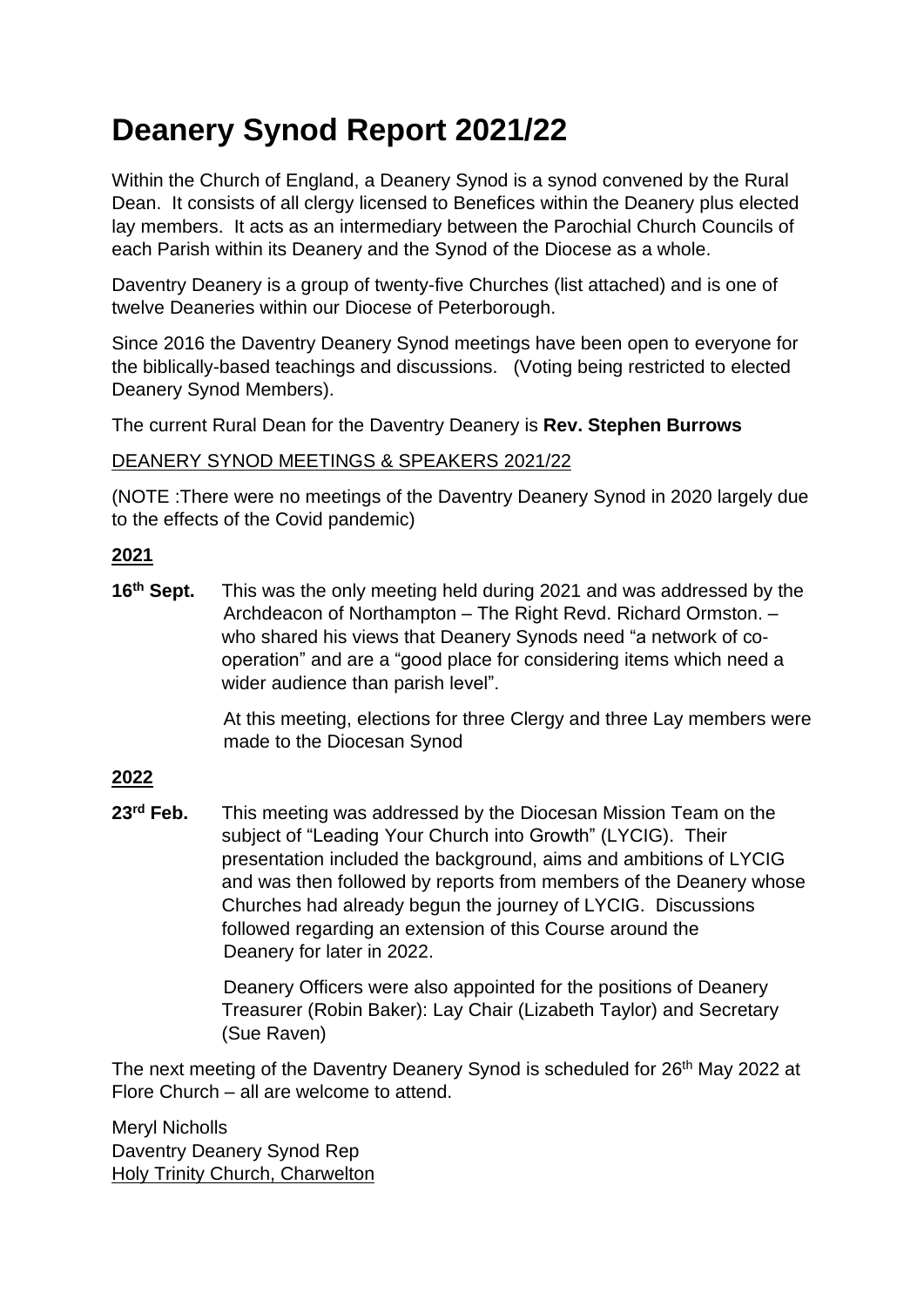# Deanery Synod Report 2021/22

Within the Church of England, a Deanery Synod is a synod convened by the Rural Dean. It consists of all clergy licensed to Benefices within the Deanery plus elected lay members. It acts as an intermediary between the Parochial Church Councils of each Parish within its Deanery and the Synod of the Diocese as a whole.

Daventry Deanery is a group of twenty-five Churches (list attached) and is one of twelve Deaneries within our Diocese of Peterborough.

Since 2016 the Daventry Deanery Synod meetings have been open to everyone for the biblically-based teachings and discussions. (Voting being restricted to elected Deanery Synod Members).

The current Rural Dean for the Daventry Deanery is **Rev. Stephen Burrows**

<u>DEANERY SYNOD MEETINGS & SPEAKERS 2021/22</u>

(NOTE :There were no meetings of the Daventry Deanery Synod in 2020 largely due to the effects of the Covid pandemic)

**<u>2021</u>**

**16th Sept.** This was the only meeting held during 2021 and was addressed by the Archdeacon of Northampton – The Right Revd. Richard Ormston. – who shared his views that Deanery Synods need "a network of co-operation" and are a "good place for considering items which need a wider audience than parish level".

At this meeting, elections for three Clergy and three Lay members were made to the Diocesan Synod

**<u>2022</u>**

**23rd Feb.** This meeting was addressed by the Diocesan Mission Team on the subject of "Leading Your Church into Growth" (LYCIG). Their presentation included the background, aims and ambitions of LYCIG and was then followed by reports from members of the Deanery whose Churches had already begun the journey of LYCIG. Discussions followed regarding an extension of this Course around the Deanery for later in 2022.

Deanery Officers were also appointed for the positions of Deanery Treasurer (Robin Baker): Lay Chair (Lizabeth Taylor) and Secretary (Sue Raven)

The next meeting of the Daventry Deanery Synod is scheduled for 26th May 2022 at Flore Church – all are welcome to attend.

Meryl Nicholls
Daventry Deanery Synod Rep
<u>Holy Trinity Church, Charwelton</u>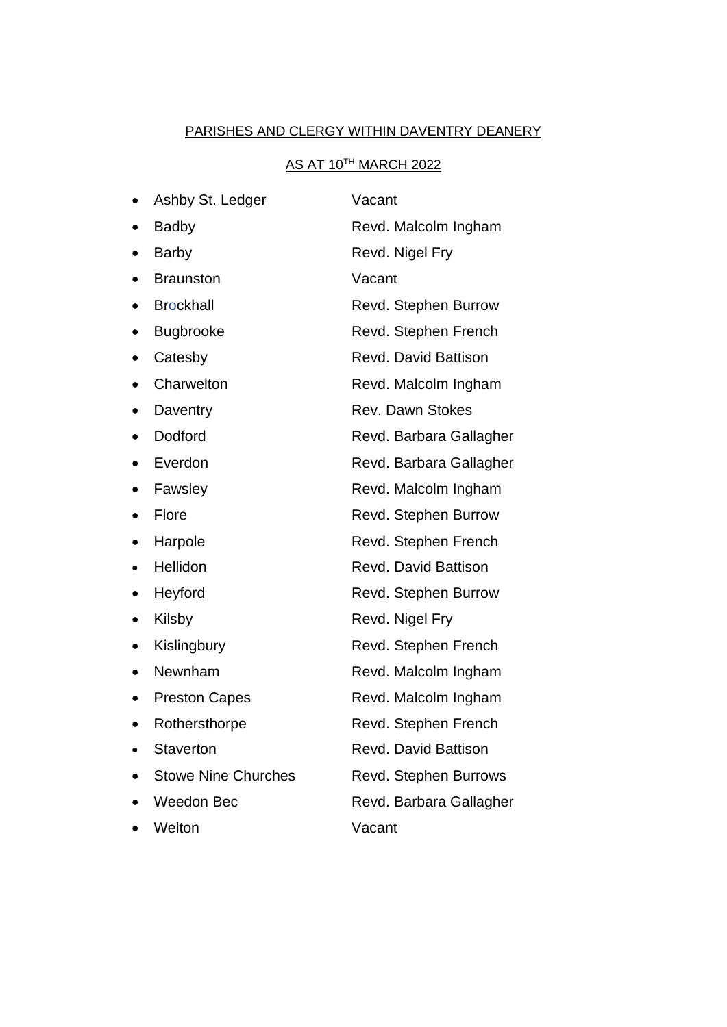PARISHES AND CLERGY WITHIN DAVENTRY DEANERY

AS AT 10TH MARCH 2022

| | |
|---|---|
| • Ashby St. Ledger | Vacant |
| • Badby | Revd. Malcolm Ingham |
| • Barby | Revd. Nigel Fry |
| • Braunston | Vacant |
| • Brockhall | Revd. Stephen Burrow |
| • Bugbrooke | Revd. Stephen French |
| • Catesby | Revd. David Battison |
| • Charwelton | Revd. Malcolm Ingham |
| • Daventry | Rev. Dawn Stokes |
| • Dodford | Revd. Barbara Gallagher |
| • Everdon | Revd. Barbara Gallagher |
| • Fawsley | Revd. Malcolm Ingham |
| • Flore | Revd. Stephen Burrow |
| • Harpole | Revd. Stephen French |
| • Hellidon | Revd. David Battison |
| • Heyford | Revd. Stephen Burrow |
| • Kilsby | Revd. Nigel Fry |
| • Kislingbury | Revd. Stephen French |
| • Newnham | Revd. Malcolm Ingham |
| • Preston Capes | Revd. Malcolm Ingham |
| • Rothersthorpe | Revd. Stephen French |
| • Staverton | Revd. David Battison |
| • Stowe Nine Churches | Revd. Stephen Burrows |
| • Weedon Bec | Revd. Barbara Gallagher |
| • Welton | Vacant |